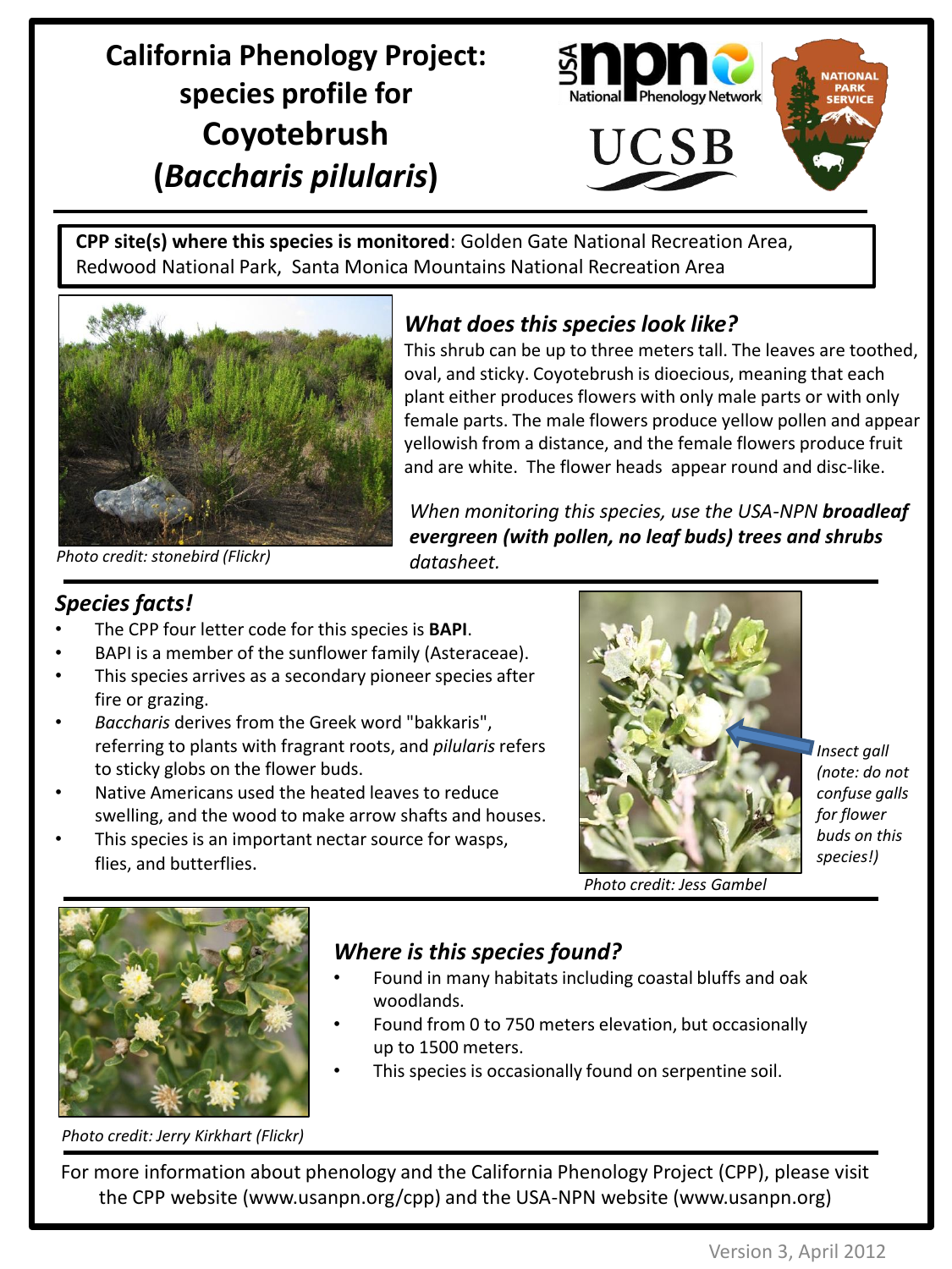# California Phenology Project: species profile for Coyotebrush (*Baccharis pilularis*)

**CPP site(s) where this species is monitored**: Golden Gate National Recreation Area, Redwood National Park, Santa Monica Mountains National Recreation Area

*Photo credit: stonebird (Flickr)*

## *What does this species look like?*

This shrub can be up to three meters tall. The leaves are toothed, oval, and sticky. Coyotebrush is dioecious, meaning that each plant either produces flowers with only male parts or with only female parts. The male flowers produce yellow pollen and appear yellowish from a distance, and the female flowers produce fruit and are white. The flower heads appear round and disc-like.

*When monitoring this species, use the USA-NPN* ***broadleaf evergreen (with pollen, no leaf buds) trees and shrubs*** *datasheet.*

## *Species facts!*

- The CPP four letter code for this species is **BAPI**.
- BAPI is a member of the sunflower family (Asteraceae).
- This species arrives as a secondary pioneer species after fire or grazing.
- *Baccharis* derives from the Greek word "bakkaris", referring to plants with fragrant roots, and *pilularis* refers to sticky globs on the flower buds.
- Native Americans used the heated leaves to reduce swelling, and the wood to make arrow shafts and houses.
- This species is an important nectar source for wasps, flies, and butterflies.

*Insect gall (note: do not confuse galls for flower buds on this species!)*

*Photo credit: Jess Gambel*

## *Where is this species found?*

- Found in many habitats including coastal bluffs and oak woodlands.
- Found from 0 to 750 meters elevation, but occasionally up to 1500 meters.
- This species is occasionally found on serpentine soil.

*Photo credit: Jerry Kirkhart (Flickr)*

For more information about phenology and the California Phenology Project (CPP), please visit the CPP website (www.usanpn.org/cpp) and the USA-NPN website (www.usanpn.org)

Version 3, April 2012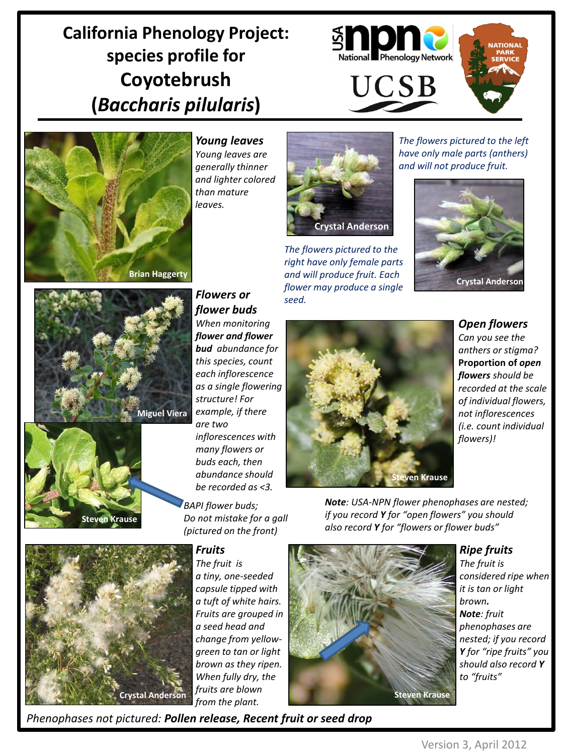# California Phenology Project: species profile for Coyotebrush (*Baccharis pilularis*)

### *Young leaves*

*Young leaves are generally thinner and lighter colored than mature leaves.*

Brian Haggerty

*The flowers pictured to the left have only male parts (anthers) and will not produce fruit.*

Crystal Anderson

*The flowers pictured to the right have only female parts and will produce fruit. Each flower may produce a single seed.*

Crystal Anderson

### *Flowers or flower buds*

*When monitoring **flower and flower bud** abundance for this species, count each inflorescence as a single flowering structure! For example, if there are two inflorescences with many flowers or buds each, then abundance should be recorded as <3.*

Miguel Viera

Steven Krause

*BAPI flower buds; Do not mistake for a gall (pictured on the front)*

### *Open flowers*

*Can you see the anthers or stigma?* ***Proportion of open flowers*** *should be recorded at the scale of individual flowers, not inflorescences (i.e. count individual flowers)!*

Steven Krause

***Note**: USA-NPN flower phenophases are nested; if you record **Y** for "open flowers" you should also record **Y** for "flowers or flower buds"*

### *Fruits*

*The fruit is a tiny, one-seeded capsule tipped with a tuft of white hairs. Fruits are grouped in a seed head and change from yellow-green to tan or light brown as they ripen. When fully dry, the fruits are blown from the plant.*

Crystal Anderson

### *Ripe fruits*

*The fruit is considered ripe when it is tan or light brown.*

***Note**: fruit phenophases are nested; if you record **Y** for "ripe fruits" you should also record **Y** to "fruits"*

Steven Krause

*Phenophases not pictured:* ***Pollen release, Recent fruit or seed drop***

Version 3, April 2012